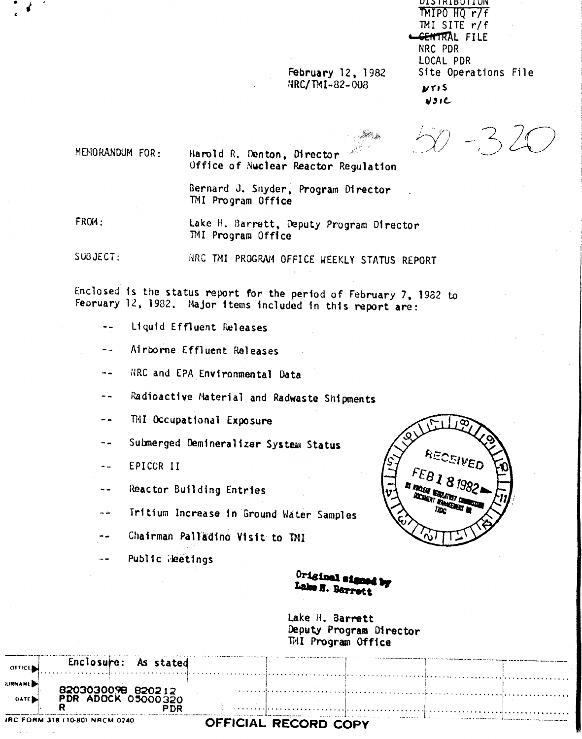DISTRIBUTION
TMIPO HQ r/f
TMI SITE r/f
~~CENTRAL~~ FILE
NRC PDR
LOCAL PDR
Site Operations File
NTIS
NSIC

February 12, 1982
NRC/TMI-82-008

50-320

MEMORANDUM FOR: Harold R. Denton, Director
Office of Nuclear Reactor Regulation

Bernard J. Snyder, Program Director
TMI Program Office

FROM: Lake H. Barrett, Deputy Program Director
TMI Program Office

SUBJECT: NRC TMI PROGRAM OFFICE WEEKLY STATUS REPORT

Enclosed is the status report for the period of February 7, 1982 to February 12, 1982. Major items included in this report are:

- Liquid Effluent Releases
- Airborne Effluent Releases
- NRC and EPA Environmental Data
- Radioactive Material and Radwaste Shipments
- TMI Occupational Exposure
- Submerged Demineralizer System Status
- EPICOR II
- Reactor Building Entries
- Tritium Increase in Ground Water Samples
- Chairman Palladino Visit to TMI
- Public Meetings

RECEIVED FEB 18 1982 US NUCLEAR REGULATORY COMMISSION DOCUMENT MANAGEMENT BR TIDC

Original signed by
Lake H. Barrett

Lake H. Barrett
Deputy Program Director
TMI Program Office

Enclosure: As stated

8203030098 820212
PDR ADOCK 05000320
R PDR

NRC FORM 318 (10-80) NRCM 0240

OFFICIAL RECORD COPY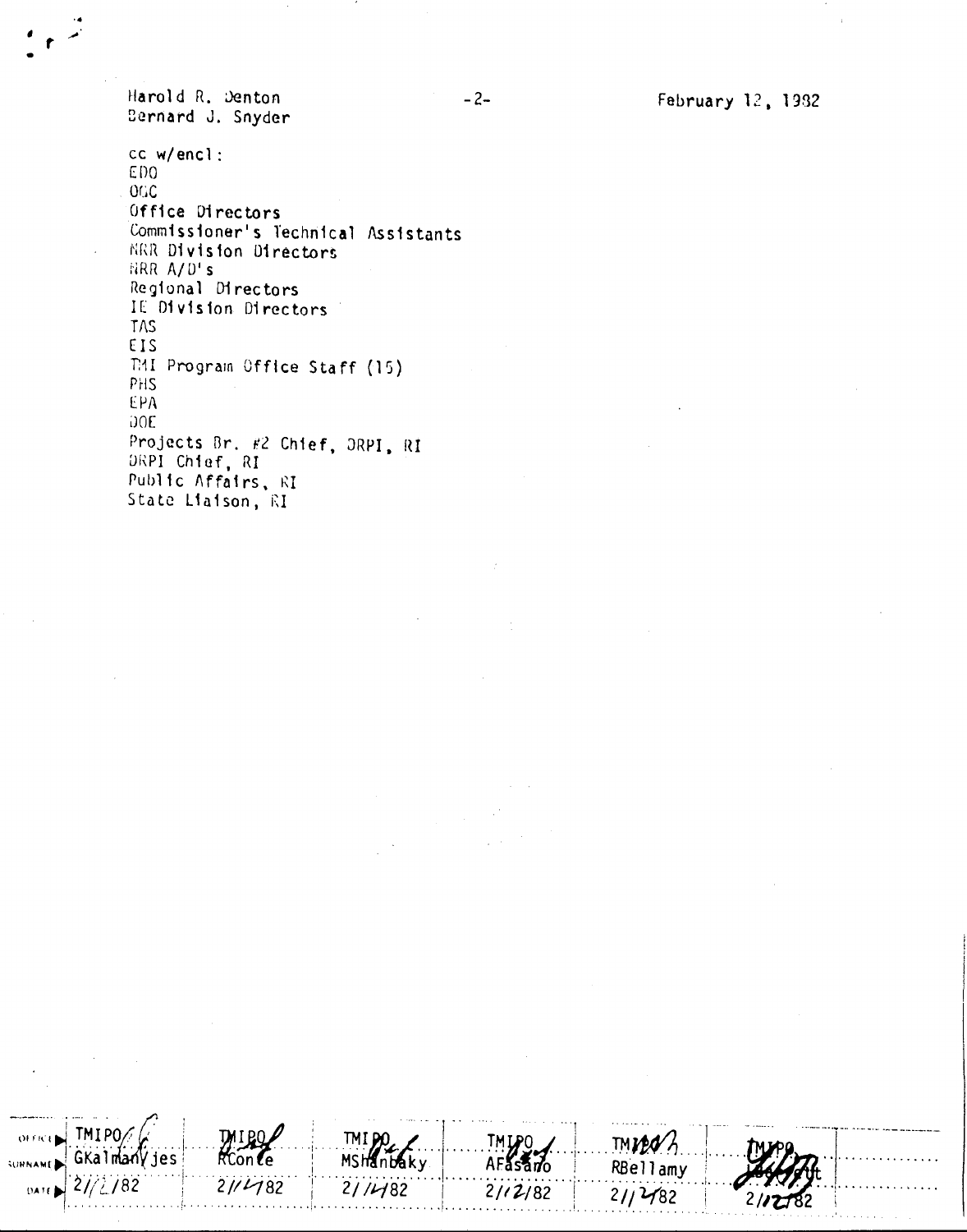Harold R. Denton
Bernard J. Snyder

February 12, 1982

cc w/encl:
EDO
OGC
Office Directors
Commissioner's Technical Assistants
NRR Division Directors
NRR A/D's
Regional Directors
IE Division Directors
TAS
EIS
TMI Program Office Staff (15)
PHS
EPA
DOE
Projects Br. #2 Chief, DRPI, RI
DRPI Chief, RI
Public Affairs, RI
State Liaison, RI

| OFFICE | TMIPO | TMIPO | TMIPO | TMIPO | TMIPO | TMIPO |
|---|---|---|---|---|---|---|
| SURNAME | GKalmanYjes | RConte | MShanbaky | AFasano | RBellamy | |
| DATE | 2/12/82 | 2/12/82 | 2/12/82 | 2/12/82 | 2/12/82 | 2/12/82 |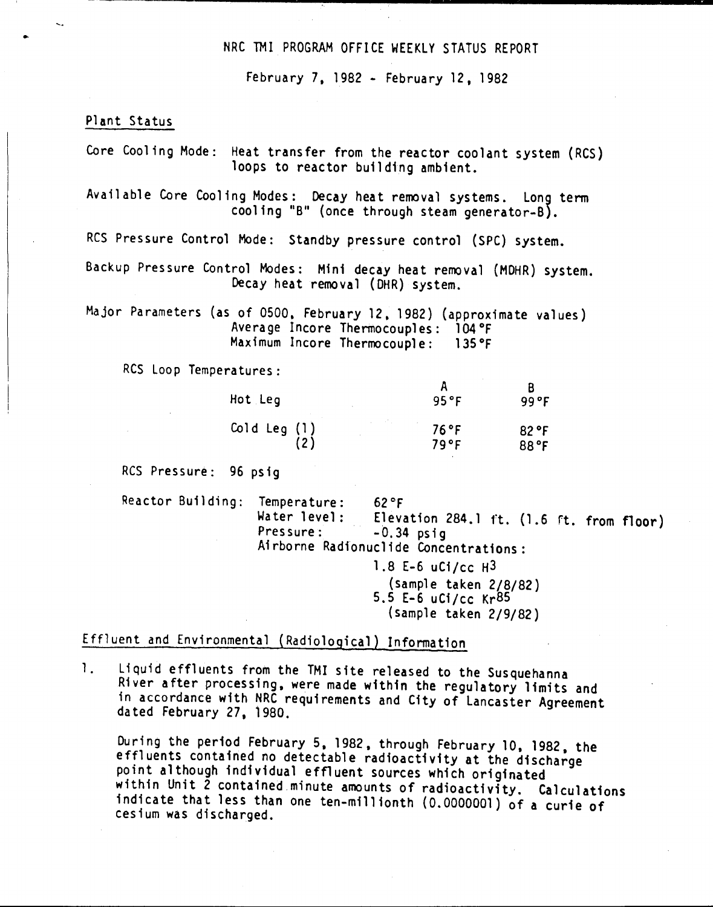# NRC TMI PROGRAM OFFICE WEEKLY STATUS REPORT

February 7, 1982 - February 12, 1982

## Plant Status

Core Cooling Mode: Heat transfer from the reactor coolant system (RCS) loops to reactor building ambient.

Available Core Cooling Modes: Decay heat removal systems. Long term cooling "B" (once through steam generator-B).

RCS Pressure Control Mode: Standby pressure control (SPC) system.

Backup Pressure Control Modes: Mini decay heat removal (MDHR) system. Decay heat removal (DHR) system.

Major Parameters (as of 0500, February 12, 1982) (approximate values)
Average Incore Thermocouples: 104°F
Maximum Incore Thermocouple: 135°F

RCS Loop Temperatures:

| | A | B |
|---|---|---|
| Hot Leg | 95°F | 99°F |
| Cold Leg (1) | 76°F | 82°F |
| (2) | 79°F | 88°F |

RCS Pressure: 96 psig

Reactor Building:
- Temperature: 62°F
- Water level: Elevation 284.1 ft. (1.6 ft. from floor)
- Pressure: -0.34 psig
- Airborne Radionuclide Concentrations:
  - 1.8 E-6 uCi/cc $H^3$ (sample taken 2/8/82)
  - 5.5 E-6 uCi/cc $Kr^{85}$ (sample taken 2/9/82)

## Effluent and Environmental (Radiological) Information

1. Liquid effluents from the TMI site released to the Susquehanna River after processing, were made within the regulatory limits and in accordance with NRC requirements and City of Lancaster Agreement dated February 27, 1980.

   During the period February 5, 1982, through February 10, 1982, the effluents contained no detectable radioactivity at the discharge point although individual effluent sources which originated within Unit 2 contained minute amounts of radioactivity. Calculations indicate that less than one ten-millionth (0.0000001) of a curie of cesium was discharged.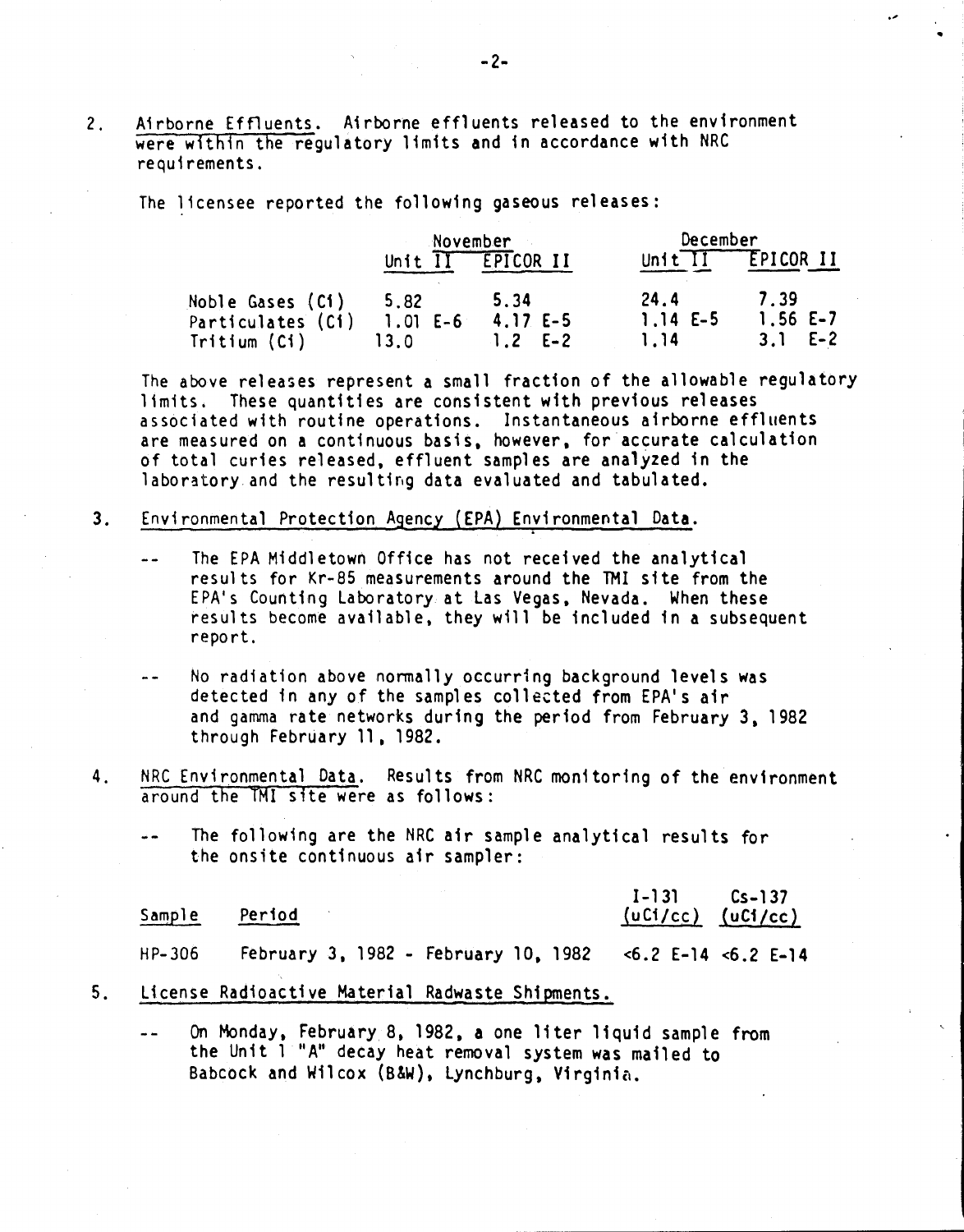2. Airborne Effluents. Airborne effluents released to the environment were within the regulatory limits and in accordance with NRC requirements.

   The licensee reported the following gaseous releases:

| | November | | December | |
|---|---|---|---|---|
| | Unit II | EPICOR II | Unit II | EPICOR II |
| Noble Gases (Ci) | 5.82 | 5.34 | 24.4 | 7.39 |
| Particulates (Ci) | 1.01 E-6 | 4.17 E-5 | 1.14 E-5 | 1.56 E-7 |
| Tritium (Ci) | 13.0 | 1.2 E-2 | 1.14 | 3.1 E-2 |

   The above releases represent a small fraction of the allowable regulatory limits. These quantities are consistent with previous releases associated with routine operations. Instantaneous airborne effluents are measured on a continuous basis, however, for accurate calculation of total curies released, effluent samples are analyzed in the laboratory and the resulting data evaluated and tabulated.

3. Environmental Protection Agency (EPA) Environmental Data.

   -- The EPA Middletown Office has not received the analytical results for Kr-85 measurements around the TMI site from the EPA's Counting Laboratory at Las Vegas, Nevada. When these results become available, they will be included in a subsequent report.

   -- No radiation above normally occurring background levels was detected in any of the samples collected from EPA's air and gamma rate networks during the period from February 3, 1982 through February 11, 1982.

4. NRC Environmental Data. Results from NRC monitoring of the environment around the TMI site were as follows:

   -- The following are the NRC air sample analytical results for the onsite continuous air sampler:

| Sample | Period | I-131 (uCi/cc) | Cs-137 (uCi/cc) |
|---|---|---|---|
| HP-306 | February 3, 1982 - February 10, 1982 | <6.2 E-14 | <6.2 E-14 |

5. License Radioactive Material Radwaste Shipments.

   -- On Monday, February 8, 1982, a one liter liquid sample from the Unit 1 "A" decay heat removal system was mailed to Babcock and Wilcox (B&W), Lynchburg, Virginia.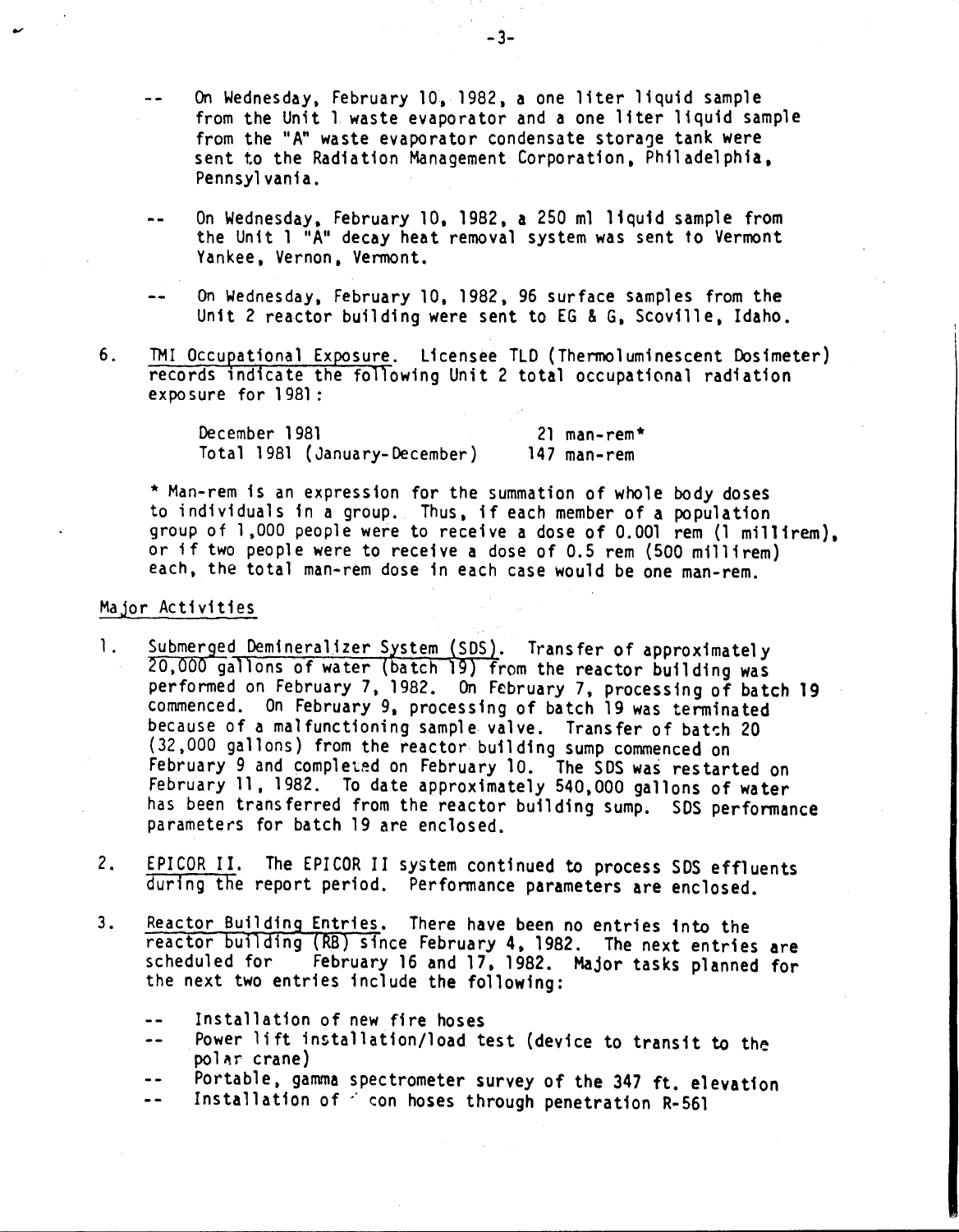-- On Wednesday, February 10, 1982, a one liter liquid sample from the Unit 1 waste evaporator and a one liter liquid sample from the "A" waste evaporator condensate storage tank were sent to the Radiation Management Corporation, Philadelphia, Pennsylvania.

-- On Wednesday, February 10, 1982, a 250 ml liquid sample from the Unit 1 "A" decay heat removal system was sent to Vermont Yankee, Vernon, Vermont.

-- On Wednesday, February 10, 1982, 96 surface samples from the Unit 2 reactor building were sent to EG & G, Scoville, Idaho.

6. TMI Occupational Exposure. Licensee TLD (Thermoluminescent Dosimeter) records indicate the following Unit 2 total occupational radiation exposure for 1981:

| | |
|---|---|
| December 1981 | 21 man-rem* |
| Total 1981 (January-December) | 147 man-rem |

* Man-rem is an expression for the summation of whole body doses to individuals in a group. Thus, if each member of a population group of 1,000 people were to receive a dose of 0.001 rem (1 millirem), or if two people were to receive a dose of 0.5 rem (500 millirem) each, the total man-rem dose in each case would be one man-rem.

## Major Activities

1. Submerged Demineralizer System (SDS). Transfer of approximately 20,000 gallons of water (batch 19) from the reactor building was performed on February 7, 1982. On February 7, processing of batch 19 commenced. On February 9, processing of batch 19 was terminated because of a malfunctioning sample valve. Transfer of batch 20 (32,000 gallons) from the reactor building sump commenced on February 9 and completed on February 10. The SDS was restarted on February 11, 1982. To date approximately 540,000 gallons of water has been transferred from the reactor building sump. SDS performance parameters for batch 19 are enclosed.

2. EPICOR II. The EPICOR II system continued to process SDS effluents during the report period. Performance parameters are enclosed.

3. Reactor Building Entries. There have been no entries into the reactor building (RB) since February 4, 1982. The next entries are scheduled for February 16 and 17, 1982. Major tasks planned for the next two entries include the following:

   -- Installation of new fire hoses
   -- Power lift installation/load test (device to transit to the polar crane)
   -- Portable, gamma spectrometer survey of the 347 ft. elevation
   -- Installation of ' con hoses through penetration R-561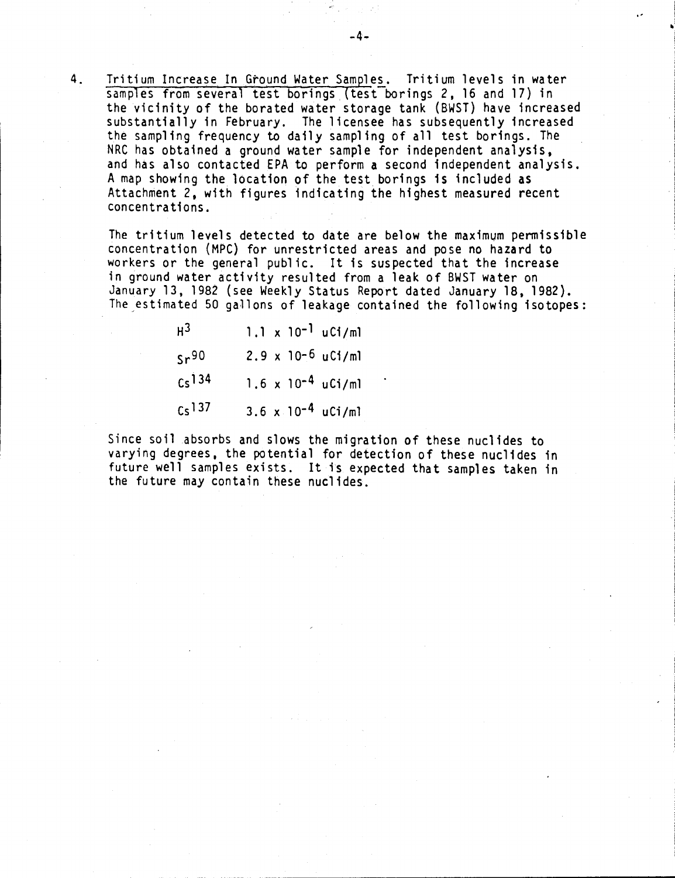4. Tritium Increase In Ground Water Samples. Tritium levels in water samples from several test borings (test borings 2, 16 and 17) in the vicinity of the borated water storage tank (BWST) have increased substantially in February. The licensee has subsequently increased the sampling frequency to daily sampling of all test borings. The NRC has obtained a ground water sample for independent analysis, and has also contacted EPA to perform a second independent analysis. A map showing the location of the test borings is included as Attachment 2, with figures indicating the highest measured recent concentrations.

The tritium levels detected to date are below the maximum permissible concentration (MPC) for unrestricted areas and pose no hazard to workers or the general public. It is suspected that the increase in ground water activity resulted from a leak of BWST water on January 13, 1982 (see Weekly Status Report dated January 18, 1982). The estimated 50 gallons of leakage contained the following isotopes:

| | |
|---|---|
| $H^3$ | $1.1 \times 10^{-1}$ uCi/ml |
| $Sr^{90}$ | $2.9 \times 10^{-6}$ uCi/ml |
| $Cs^{134}$ | $1.6 \times 10^{-4}$ uCi/ml |
| $Cs^{137}$ | $3.6 \times 10^{-4}$ uCi/ml |

Since soil absorbs and slows the migration of these nuclides to varying degrees, the potential for detection of these nuclides in future well samples exists. It is expected that samples taken in the future may contain these nuclides.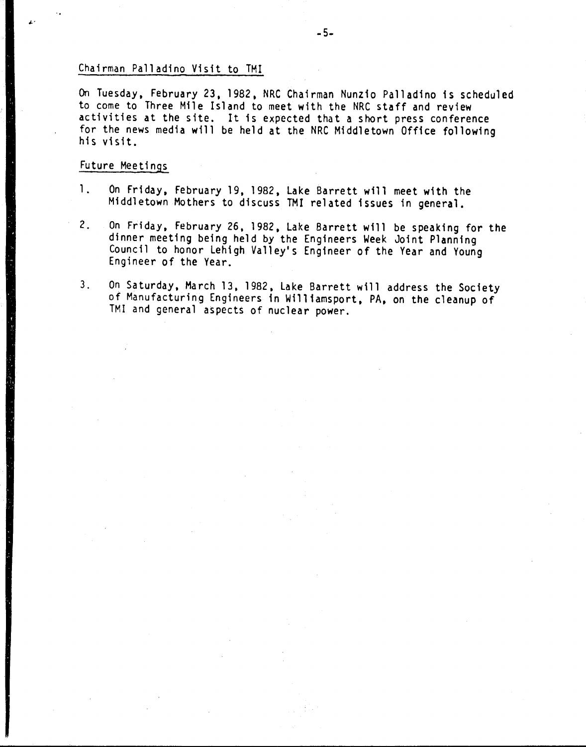## Chairman Palladino Visit to TMI

On Tuesday, February 23, 1982, NRC Chairman Nunzio Palladino is scheduled to come to Three Mile Island to meet with the NRC staff and review activities at the site. It is expected that a short press conference for the news media will be held at the NRC Middletown Office following his visit.

## Future Meetings

1. On Friday, February 19, 1982, Lake Barrett will meet with the Middletown Mothers to discuss TMI related issues in general.
2. On Friday, February 26, 1982, Lake Barrett will be speaking for the dinner meeting being held by the Engineers Week Joint Planning Council to honor Lehigh Valley's Engineer of the Year and Young Engineer of the Year.
3. On Saturday, March 13, 1982, Lake Barrett will address the Society of Manufacturing Engineers in Williamsport, PA, on the cleanup of TMI and general aspects of nuclear power.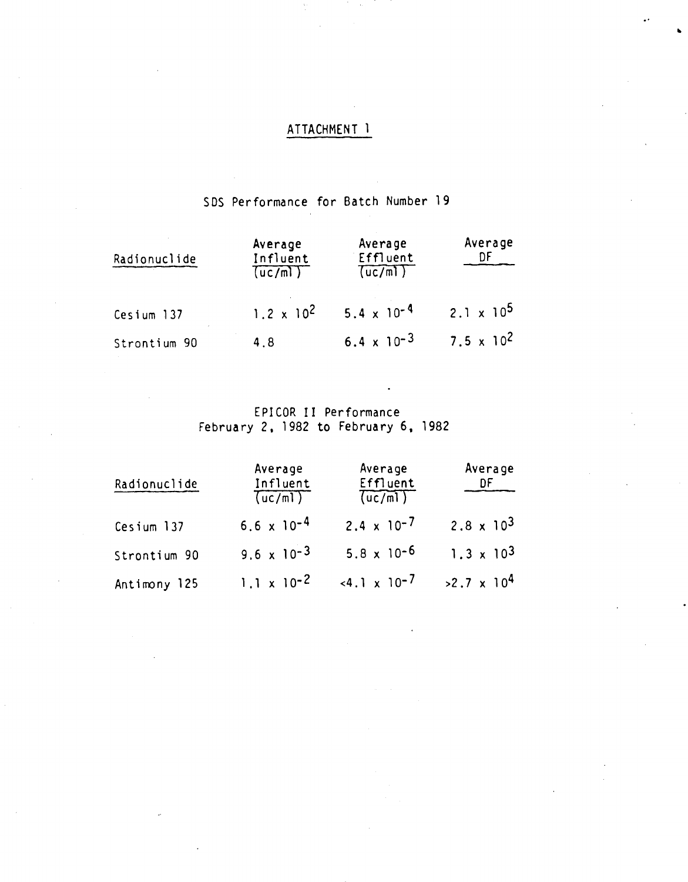# ATTACHMENT 1

## SDS Performance for Batch Number 19

| Radionuclide | Average Influent (uc/ml) | Average Effluent (uc/ml) | Average DF |
|---|---|---|---|
| Cesium 137 | $1.2 \times 10^{2}$ | $5.4 \times 10^{-4}$ | $2.1 \times 10^{5}$ |
| Strontium 90 | 4.8 | $6.4 \times 10^{-3}$ | $7.5 \times 10^{2}$ |

## EPICOR II Performance
## February 2, 1982 to February 6, 1982

| Radionuclide | Average Influent (uc/ml) | Average Effluent (uc/ml) | Average DF |
|---|---|---|---|
| Cesium 137 | $6.6 \times 10^{-4}$ | $2.4 \times 10^{-7}$ | $2.8 \times 10^{3}$ |
| Strontium 90 | $9.6 \times 10^{-3}$ | $5.8 \times 10^{-6}$ | $1.3 \times 10^{3}$ |
| Antimony 125 | $1.1 \times 10^{-2}$ | $<4.1 \times 10^{-7}$ | $>2.7 \times 10^{4}$ |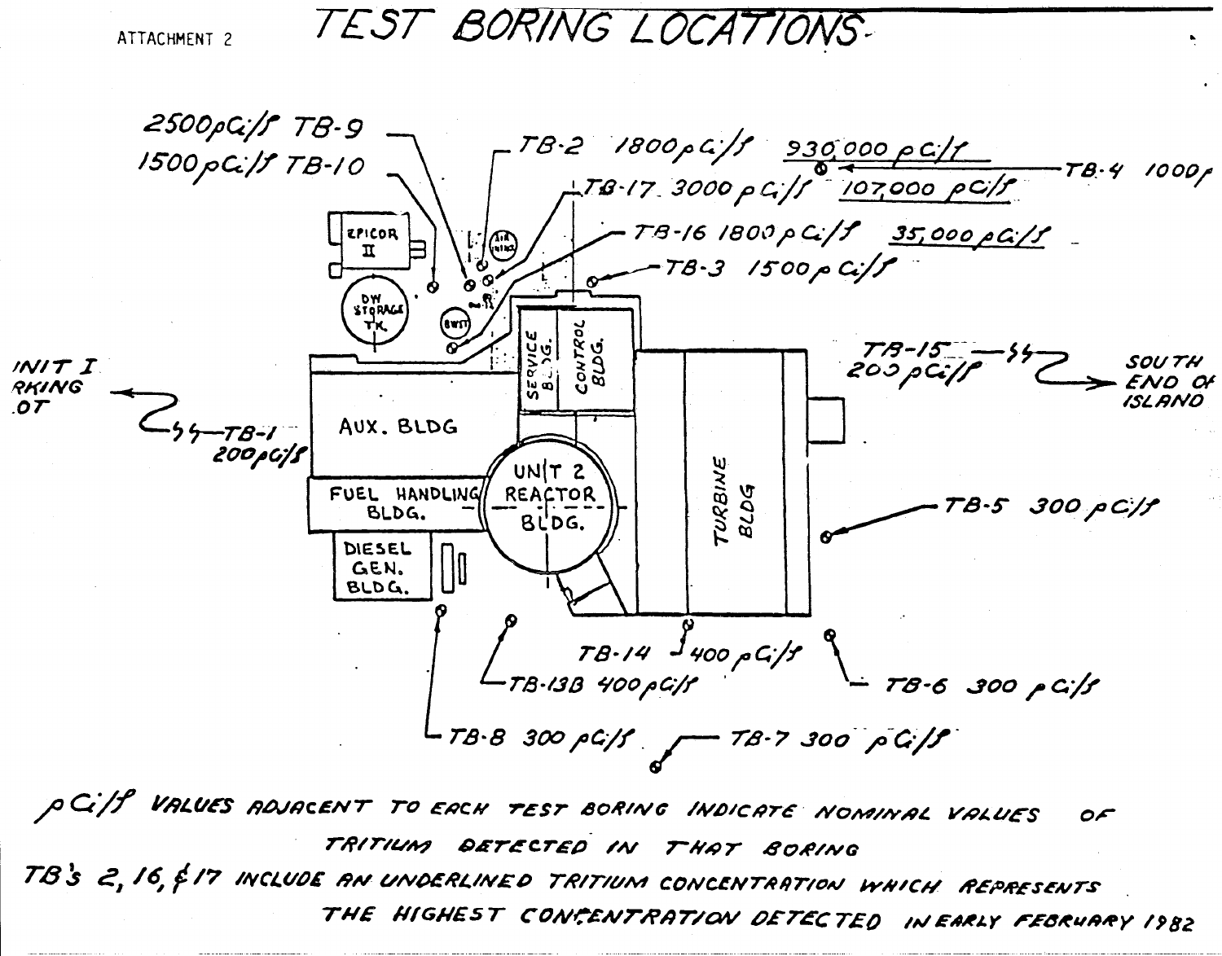ATTACHMENT 2

# TEST BORING LOCATIONS

2500pCi/l TB-9

1500pCi/l TB-10

TB-2 1800pCi/l 930,000 pCi/l

TB-4 1000pCi/l

TB-17 3000 pCi/l 107,000 pCi/l

TB-16 1800 pCi/l 35,000 pCi/l

TB-3 1500 pCi/l

EPICOR II

DW STORAGE TK.

BWST

SERVICE BLDG.

CONTROL BLDG.

UNIT I PARKING LOT

TB-1 200pCi/l

AUX. BLDG

TB-15 200 pCi/l

SOUTH END OF ISLAND

FUEL HANDLING BLDG.

UNIT 2 REACTOR BLDG.

TURBINE BLDG

TB-5 300 pCi/l

DIESEL GEN. BLDG.

TB-14 400 pCi/l

TB-13B 400pCi/l

TB-6 300 pCi/l

TB-8 300 pCi/l

TB-7 300 pCi/l

pCi/l VALUES ADJACENT TO EACH TEST BORING INDICATE NOMINAL VALUES OF TRITIUM DETECTED IN THAT BORING

TB's 2, 16, & 17 INCLUDE AN UNDERLINED TRITIUM CONCENTRATION WHICH REPRESENTS THE HIGHEST CONCENTRATION DETECTED IN EARLY FEBRUARY 1982